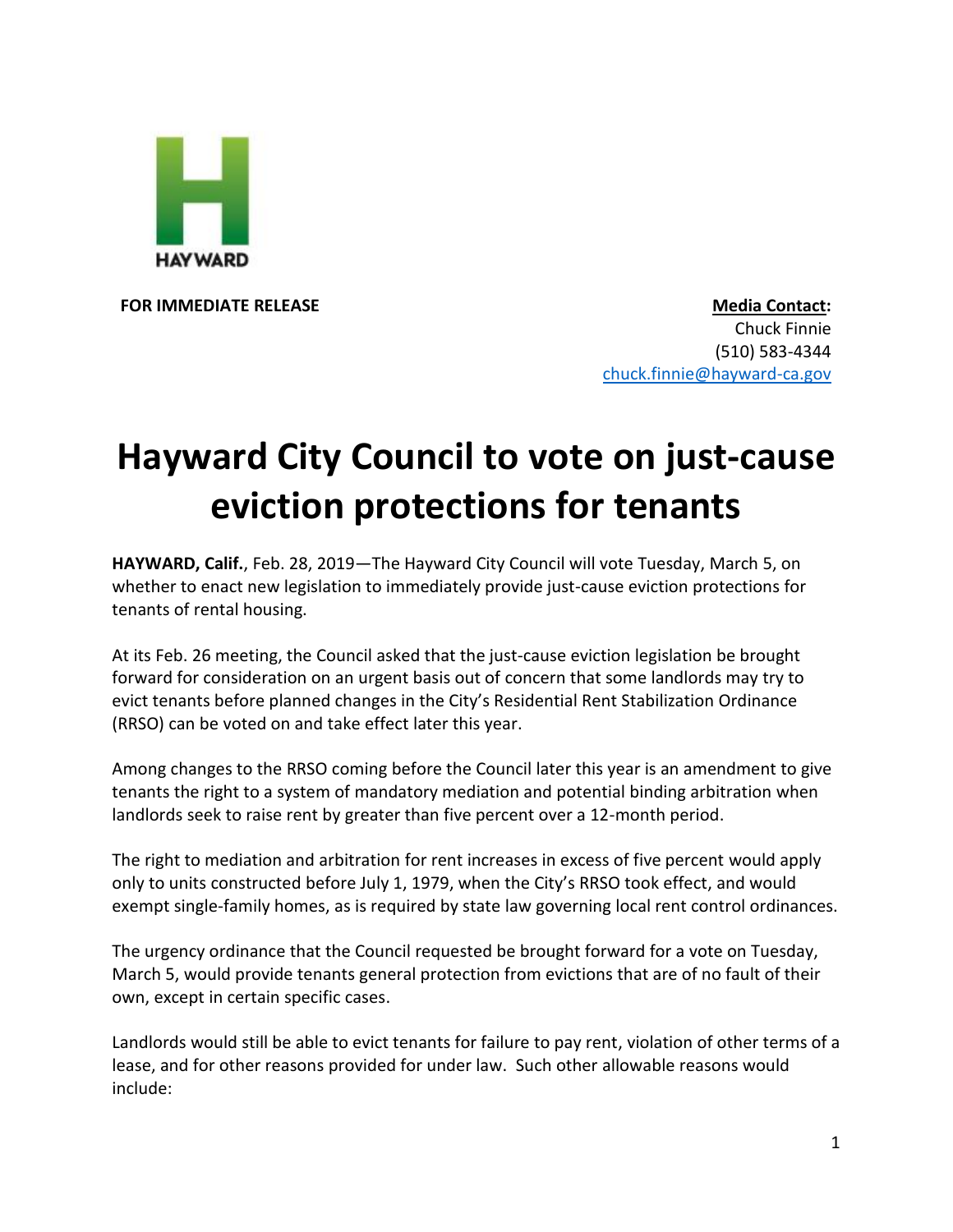HAYWARD

**FOR IMMEDIATE RELEASE**

**Media Contact:**
Chuck Finnie
(510) 583-4344
chuck.finnie@hayward-ca.gov

# Hayward City Council to vote on just-cause eviction protections for tenants

**HAYWARD, Calif.**, Feb. 28, 2019—The Hayward City Council will vote Tuesday, March 5, on whether to enact new legislation to immediately provide just-cause eviction protections for tenants of rental housing.

At its Feb. 26 meeting, the Council asked that the just-cause eviction legislation be brought forward for consideration on an urgent basis out of concern that some landlords may try to evict tenants before planned changes in the City's Residential Rent Stabilization Ordinance (RRSO) can be voted on and take effect later this year.

Among changes to the RRSO coming before the Council later this year is an amendment to give tenants the right to a system of mandatory mediation and potential binding arbitration when landlords seek to raise rent by greater than five percent over a 12-month period.

The right to mediation and arbitration for rent increases in excess of five percent would apply only to units constructed before July 1, 1979, when the City's RRSO took effect, and would exempt single-family homes, as is required by state law governing local rent control ordinances.

The urgency ordinance that the Council requested be brought forward for a vote on Tuesday, March 5, would provide tenants general protection from evictions that are of no fault of their own, except in certain specific cases.

Landlords would still be able to evict tenants for failure to pay rent, violation of other terms of a lease, and for other reasons provided for under law. Such other allowable reasons would include: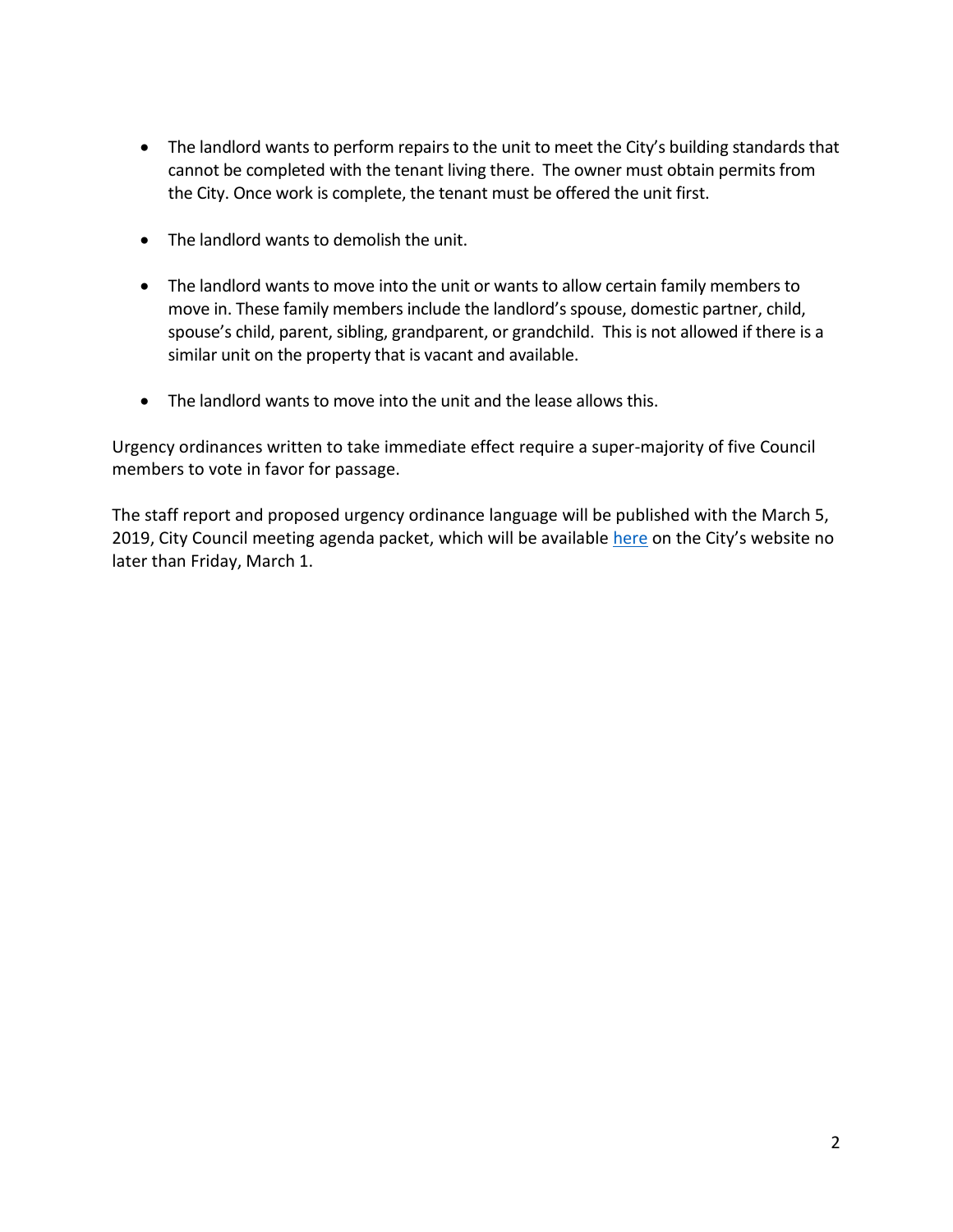- The landlord wants to perform repairs to the unit to meet the City's building standards that cannot be completed with the tenant living there. The owner must obtain permits from the City. Once work is complete, the tenant must be offered the unit first.
- The landlord wants to demolish the unit.
- The landlord wants to move into the unit or wants to allow certain family members to move in. These family members include the landlord's spouse, domestic partner, child, spouse's child, parent, sibling, grandparent, or grandchild. This is not allowed if there is a similar unit on the property that is vacant and available.
- The landlord wants to move into the unit and the lease allows this.

Urgency ordinances written to take immediate effect require a super-majority of five Council members to vote in favor for passage.

The staff report and proposed urgency ordinance language will be published with the March 5, 2019, City Council meeting agenda packet, which will be available here on the City's website no later than Friday, March 1.